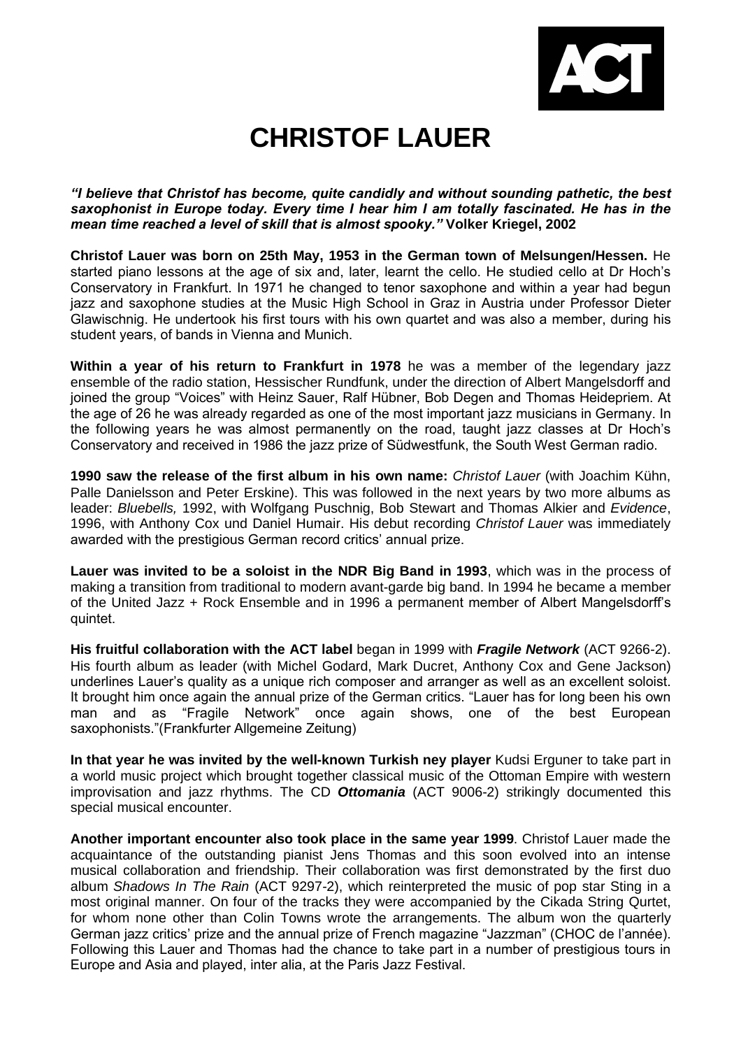# CHRISTOF LAUER

***"I believe that Christof has become, quite candidly and without sounding pathetic, the best saxophonist in Europe today. Every time I hear him I am totally fascinated. He has in the mean time reached a level of skill that is almost spooky."*** **Volker Kriegel, 2002**

**Christof Lauer was born on 25th May, 1953 in the German town of Melsungen/Hessen.** He started piano lessons at the age of six and, later, learnt the cello. He studied cello at Dr Hoch's Conservatory in Frankfurt. In 1971 he changed to tenor saxophone and within a year had begun jazz and saxophone studies at the Music High School in Graz in Austria under Professor Dieter Glawischnig. He undertook his first tours with his own quartet and was also a member, during his student years, of bands in Vienna and Munich.

**Within a year of his return to Frankfurt in 1978** he was a member of the legendary jazz ensemble of the radio station, Hessischer Rundfunk, under the direction of Albert Mangelsdorff and joined the group "Voices" with Heinz Sauer, Ralf Hübner, Bob Degen and Thomas Heidepriem. At the age of 26 he was already regarded as one of the most important jazz musicians in Germany. In the following years he was almost permanently on the road, taught jazz classes at Dr Hoch's Conservatory and received in 1986 the jazz prize of Südwestfunk, the South West German radio.

**1990 saw the release of the first album in his own name:** *Christof Lauer* (with Joachim Kühn, Palle Danielsson and Peter Erskine). This was followed in the next years by two more albums as leader: *Bluebells,* 1992, with Wolfgang Puschnig, Bob Stewart and Thomas Alkier and *Evidence*, 1996, with Anthony Cox und Daniel Humair. His debut recording *Christof Lauer* was immediately awarded with the prestigious German record critics' annual prize.

**Lauer was invited to be a soloist in the NDR Big Band in 1993**, which was in the process of making a transition from traditional to modern avant-garde big band. In 1994 he became a member of the United Jazz + Rock Ensemble and in 1996 a permanent member of Albert Mangelsdorff's quintet.

**His fruitful collaboration with the ACT label** began in 1999 with ***Fragile Network*** (ACT 9266-2). His fourth album as leader (with Michel Godard, Mark Ducret, Anthony Cox and Gene Jackson) underlines Lauer's quality as a unique rich composer and arranger as well as an excellent soloist. It brought him once again the annual prize of the German critics. "Lauer has for long been his own man and as "Fragile Network" once again shows, one of the best European saxophonists."(Frankfurter Allgemeine Zeitung)

**In that year he was invited by the well-known Turkish ney player** Kudsi Erguner to take part in a world music project which brought together classical music of the Ottoman Empire with western improvisation and jazz rhythms. The CD ***Ottomania*** (ACT 9006-2) strikingly documented this special musical encounter.

**Another important encounter also took place in the same year 1999**. Christof Lauer made the acquaintance of the outstanding pianist Jens Thomas and this soon evolved into an intense musical collaboration and friendship. Their collaboration was first demonstrated by the first duo album *Shadows In The Rain* (ACT 9297-2), which reinterpreted the music of pop star Sting in a most original manner. On four of the tracks they were accompanied by the Cikada String Qurtet, for whom none other than Colin Towns wrote the arrangements. The album won the quarterly German jazz critics' prize and the annual prize of French magazine "Jazzman" (CHOC de l'année). Following this Lauer and Thomas had the chance to take part in a number of prestigious tours in Europe and Asia and played, inter alia, at the Paris Jazz Festival.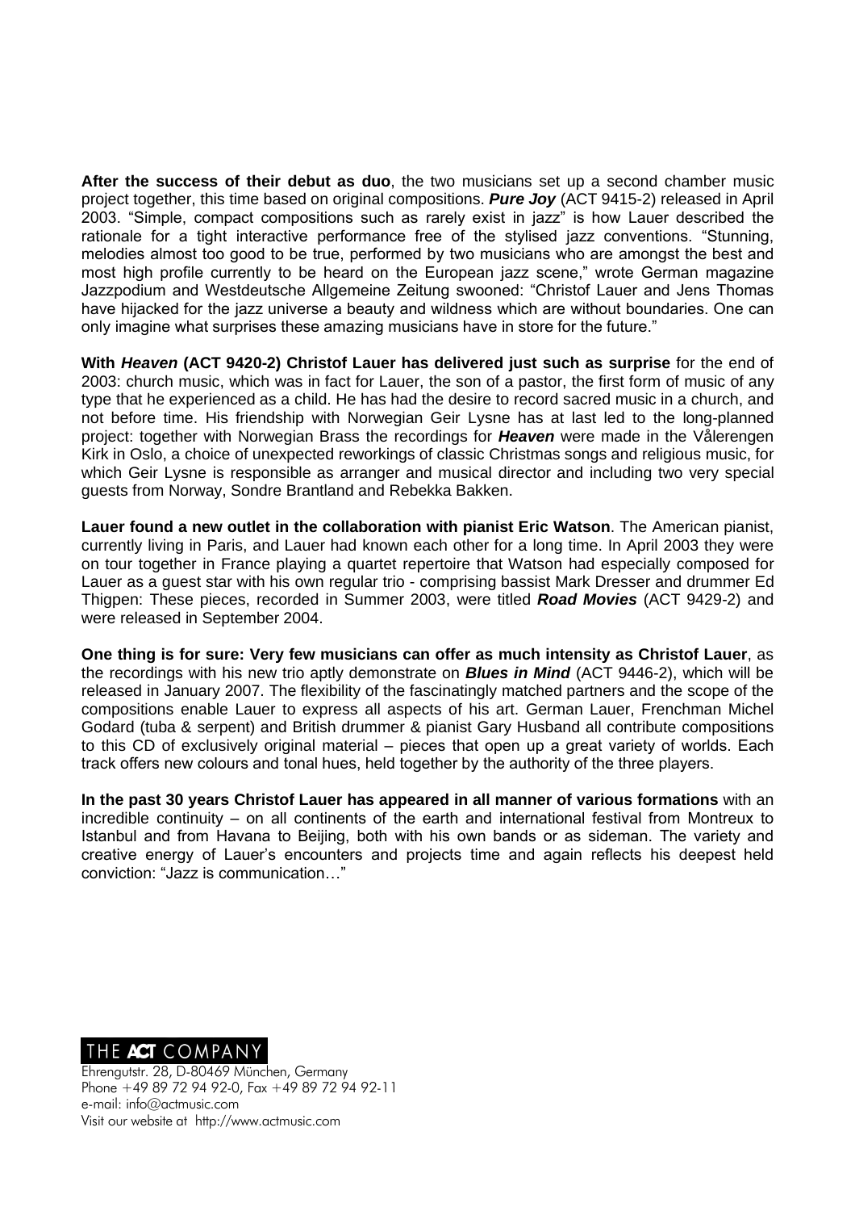**After the success of their debut as duo**, the two musicians set up a second chamber music project together, this time based on original compositions. ***Pure Joy*** (ACT 9415-2) released in April 2003. "Simple, compact compositions such as rarely exist in jazz" is how Lauer described the rationale for a tight interactive performance free of the stylised jazz conventions. "Stunning, melodies almost too good to be true, performed by two musicians who are amongst the best and most high profile currently to be heard on the European jazz scene," wrote German magazine Jazzpodium and Westdeutsche Allgemeine Zeitung swooned: "Christof Lauer and Jens Thomas have hijacked for the jazz universe a beauty and wildness which are without boundaries. One can only imagine what surprises these amazing musicians have in store for the future."

**With *Heaven* (ACT 9420-2) Christof Lauer has delivered just such as surprise** for the end of 2003: church music, which was in fact for Lauer, the son of a pastor, the first form of music of any type that he experienced as a child. He has had the desire to record sacred music in a church, and not before time. His friendship with Norwegian Geir Lysne has at last led to the long-planned project: together with Norwegian Brass the recordings for ***Heaven*** were made in the Vålerengen Kirk in Oslo, a choice of unexpected reworkings of classic Christmas songs and religious music, for which Geir Lysne is responsible as arranger and musical director and including two very special guests from Norway, Sondre Brantland and Rebekka Bakken.

**Lauer found a new outlet in the collaboration with pianist Eric Watson**. The American pianist, currently living in Paris, and Lauer had known each other for a long time. In April 2003 they were on tour together in France playing a quartet repertoire that Watson had especially composed for Lauer as a guest star with his own regular trio - comprising bassist Mark Dresser and drummer Ed Thigpen: These pieces, recorded in Summer 2003, were titled ***Road Movies*** (ACT 9429-2) and were released in September 2004.

**One thing is for sure: Very few musicians can offer as much intensity as Christof Lauer**, as the recordings with his new trio aptly demonstrate on ***Blues in Mind*** (ACT 9446-2), which will be released in January 2007. The flexibility of the fascinatingly matched partners and the scope of the compositions enable Lauer to express all aspects of his art. German Lauer, Frenchman Michel Godard (tuba & serpent) and British drummer & pianist Gary Husband all contribute compositions to this CD of exclusively original material – pieces that open up a great variety of worlds. Each track offers new colours and tonal hues, held together by the authority of the three players.

**In the past 30 years Christof Lauer has appeared in all manner of various formations** with an incredible continuity – on all continents of the earth and international festival from Montreux to Istanbul and from Havana to Beijing, both with his own bands or as sideman. The variety and creative energy of Lauer's encounters and projects time and again reflects his deepest held conviction: "Jazz is communication…"

THE **ACT** COMPANY
Ehrengutstr. 28, D-80469 München, Germany
Phone +49 89 72 94 92-0, Fax +49 89 72 94 92-11
e-mail: info@actmusic.com
Visit our website at http://www.actmusic.com